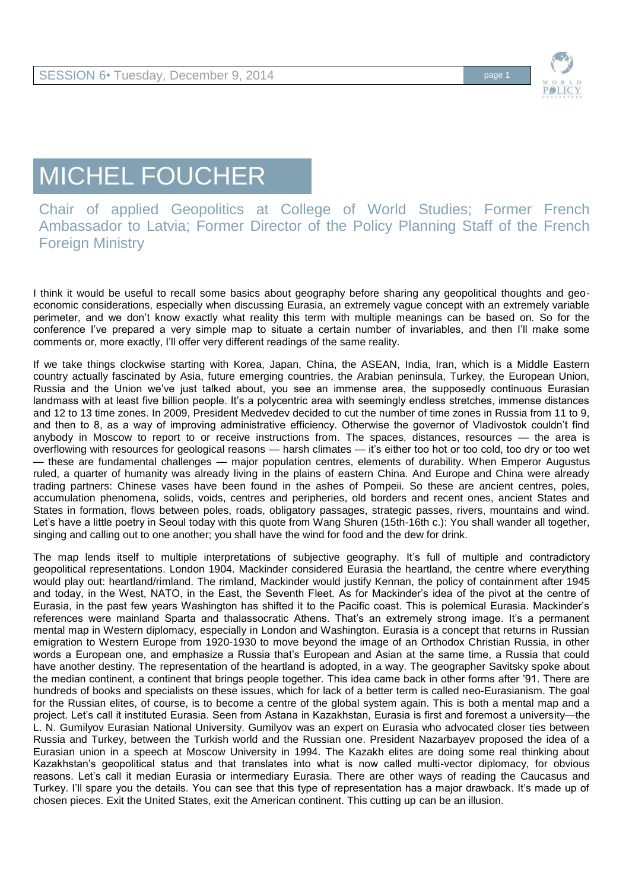# MICHEL FOUCHER

Chair of applied Geopolitics at College of World Studies; Former French Ambassador to Latvia; Former Director of the Policy Planning Staff of the French Foreign Ministry

I think it would be useful to recall some basics about geography before sharing any geopolitical thoughts and geo-economic considerations, especially when discussing Eurasia, an extremely vague concept with an extremely variable perimeter, and we don't know exactly what reality this term with multiple meanings can be based on. So for the conference I've prepared a very simple map to situate a certain number of invariables, and then I'll make some comments or, more exactly, I'll offer very different readings of the same reality.

If we take things clockwise starting with Korea, Japan, China, the ASEAN, India, Iran, which is a Middle Eastern country actually fascinated by Asia, future emerging countries, the Arabian peninsula, Turkey, the European Union, Russia and the Union we've just talked about, you see an immense area, the supposedly continuous Eurasian landmass with at least five billion people. It's a polycentric area with seemingly endless stretches, immense distances and 12 to 13 time zones. In 2009, President Medvedev decided to cut the number of time zones in Russia from 11 to 9, and then to 8, as a way of improving administrative efficiency. Otherwise the governor of Vladivostok couldn't find anybody in Moscow to report to or receive instructions from. The spaces, distances, resources — the area is overflowing with resources for geological reasons — harsh climates — it's either too hot or too cold, too dry or too wet — these are fundamental challenges — major population centres, elements of durability. When Emperor Augustus ruled, a quarter of humanity was already living in the plains of eastern China. And Europe and China were already trading partners: Chinese vases have been found in the ashes of Pompeii. So these are ancient centres, poles, accumulation phenomena, solids, voids, centres and peripheries, old borders and recent ones, ancient States and States in formation, flows between poles, roads, obligatory passages, strategic passes, rivers, mountains and wind. Let's have a little poetry in Seoul today with this quote from Wang Shuren (15th-16th c.): You shall wander all together, singing and calling out to one another; you shall have the wind for food and the dew for drink.

The map lends itself to multiple interpretations of subjective geography. It's full of multiple and contradictory geopolitical representations. London 1904. Mackinder considered Eurasia the heartland, the centre where everything would play out: heartland/rimland. The rimland, Mackinder would justify Kennan, the policy of containment after 1945 and today, in the West, NATO, in the East, the Seventh Fleet. As for Mackinder's idea of the pivot at the centre of Eurasia, in the past few years Washington has shifted it to the Pacific coast. This is polemical Eurasia. Mackinder's references were mainland Sparta and thalassocratic Athens. That's an extremely strong image. It's a permanent mental map in Western diplomacy, especially in London and Washington. Eurasia is a concept that returns in Russian emigration to Western Europe from 1920-1930 to move beyond the image of an Orthodox Christian Russia, in other words a European one, and emphasize a Russia that's European and Asian at the same time, a Russia that could have another destiny. The representation of the heartland is adopted, in a way. The geographer Savitsky spoke about the median continent, a continent that brings people together. This idea came back in other forms after '91. There are hundreds of books and specialists on these issues, which for lack of a better term is called neo-Eurasianism. The goal for the Russian elites, of course, is to become a centre of the global system again. This is both a mental map and a project. Let's call it instituted Eurasia. Seen from Astana in Kazakhstan, Eurasia is first and foremost a university—the L. N. Gumilyov Eurasian National University. Gumilyov was an expert on Eurasia who advocated closer ties between Russia and Turkey, between the Turkish world and the Russian one. President Nazarbayev proposed the idea of a Eurasian union in a speech at Moscow University in 1994. The Kazakh elites are doing some real thinking about Kazakhstan's geopolitical status and that translates into what is now called multi-vector diplomacy, for obvious reasons. Let's call it median Eurasia or intermediary Eurasia. There are other ways of reading the Caucasus and Turkey. I'll spare you the details. You can see that this type of representation has a major drawback. It's made up of chosen pieces. Exit the United States, exit the American continent. This cutting up can be an illusion.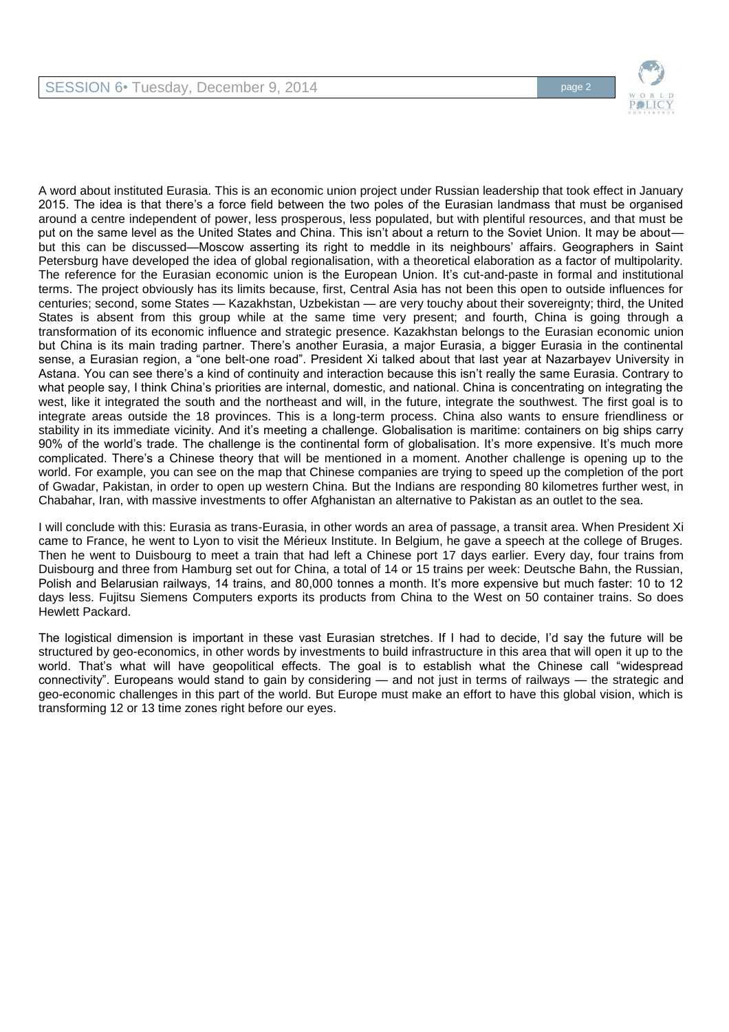A word about instituted Eurasia. This is an economic union project under Russian leadership that took effect in January 2015. The idea is that there's a force field between the two poles of the Eurasian landmass that must be organised around a centre independent of power, less prosperous, less populated, but with plentiful resources, and that must be put on the same level as the United States and China. This isn't about a return to the Soviet Union. It may be about—but this can be discussed—Moscow asserting its right to meddle in its neighbours' affairs. Geographers in Saint Petersburg have developed the idea of global regionalisation, with a theoretical elaboration as a factor of multipolarity. The reference for the Eurasian economic union is the European Union. It's cut-and-paste in formal and institutional terms. The project obviously has its limits because, first, Central Asia has not been this open to outside influences for centuries; second, some States — Kazakhstan, Uzbekistan — are very touchy about their sovereignty; third, the United States is absent from this group while at the same time very present; and fourth, China is going through a transformation of its economic influence and strategic presence. Kazakhstan belongs to the Eurasian economic union but China is its main trading partner. There's another Eurasia, a major Eurasia, a bigger Eurasia in the continental sense, a Eurasian region, a "one belt-one road". President Xi talked about that last year at Nazarbayev University in Astana. You can see there's a kind of continuity and interaction because this isn't really the same Eurasia. Contrary to what people say, I think China's priorities are internal, domestic, and national. China is concentrating on integrating the west, like it integrated the south and the northeast and will, in the future, integrate the southwest. The first goal is to integrate areas outside the 18 provinces. This is a long-term process. China also wants to ensure friendliness or stability in its immediate vicinity. And it's meeting a challenge. Globalisation is maritime: containers on big ships carry 90% of the world's trade. The challenge is the continental form of globalisation. It's more expensive. It's much more complicated. There's a Chinese theory that will be mentioned in a moment. Another challenge is opening up to the world. For example, you can see on the map that Chinese companies are trying to speed up the completion of the port of Gwadar, Pakistan, in order to open up western China. But the Indians are responding 80 kilometres further west, in Chabahar, Iran, with massive investments to offer Afghanistan an alternative to Pakistan as an outlet to the sea.

I will conclude with this: Eurasia as trans-Eurasia, in other words an area of passage, a transit area. When President Xi came to France, he went to Lyon to visit the Mérieux Institute. In Belgium, he gave a speech at the college of Bruges. Then he went to Duisbourg to meet a train that had left a Chinese port 17 days earlier. Every day, four trains from Duisbourg and three from Hamburg set out for China, a total of 14 or 15 trains per week: Deutsche Bahn, the Russian, Polish and Belarusian railways, 14 trains, and 80,000 tonnes a month. It's more expensive but much faster: 10 to 12 days less. Fujitsu Siemens Computers exports its products from China to the West on 50 container trains. So does Hewlett Packard.

The logistical dimension is important in these vast Eurasian stretches. If I had to decide, I'd say the future will be structured by geo-economics, in other words by investments to build infrastructure in this area that will open it up to the world. That's what will have geopolitical effects. The goal is to establish what the Chinese call "widespread connectivity". Europeans would stand to gain by considering — and not just in terms of railways — the strategic and geo-economic challenges in this part of the world. But Europe must make an effort to have this global vision, which is transforming 12 or 13 time zones right before our eyes.